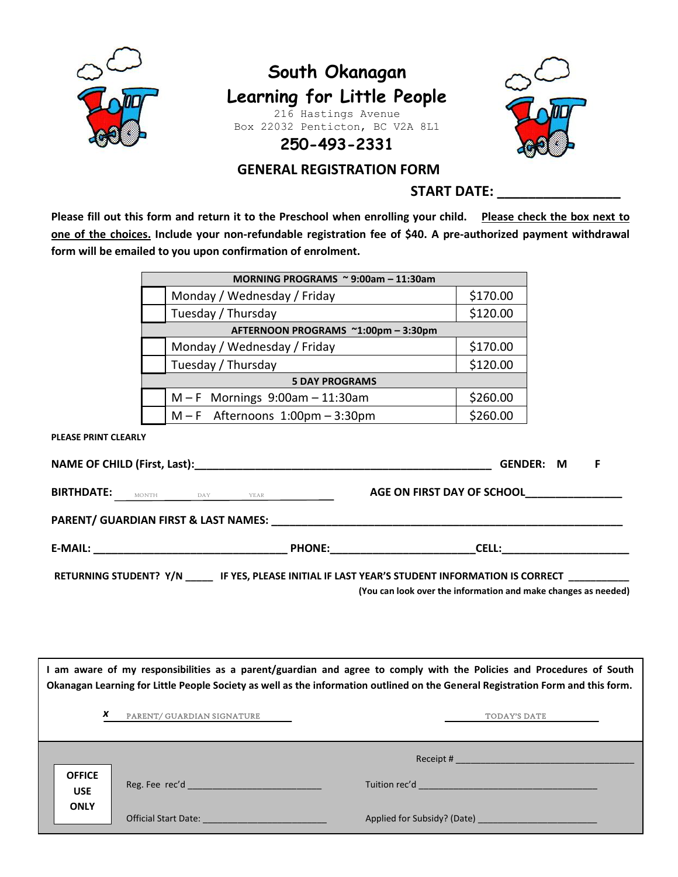# South Okanagan Learning for Little People

216 Hastings Avenue
Box 22032 Penticton, BC V2A 8L1

**250-493-2331**

## GENERAL REGISTRATION FORM

**START DATE: _________________**

**Please fill out this form and return it to the Preschool when enrolling your child. <u>Please check the box next to one of the choices.</u> Include your non-refundable registration fee of $40. A pre-authorized payment withdrawal form will be emailed to you upon confirmation of enrolment.**

| | | |
|---|---|---|
| | **MORNING PROGRAMS ~ 9:00am – 11:30am** | |
| ☐ | Monday / Wednesday / Friday | $170.00 |
| ☐ | Tuesday / Thursday | $120.00 |
| | **AFTERNOON PROGRAMS ~1:00pm – 3:30pm** | |
| ☐ | Monday / Wednesday / Friday | $170.00 |
| ☐ | Tuesday / Thursday | $120.00 |
| | **5 DAY PROGRAMS** | |
| ☐ | M – F Mornings 9:00am – 11:30am | $260.00 |
| ☐ | M – F Afternoons 1:00pm – 3:30pm | $260.00 |

**PLEASE PRINT CLEARLY**

**NAME OF CHILD (First, Last):**_______________________________________________ **GENDER: M F**

**BIRTHDATE:** ______ MONTH ______ DAY ______ YEAR ______ **AGE ON FIRST DAY OF SCHOOL**_______________

**PARENT/ GUARDIAN FIRST & LAST NAMES:** ____________________________________________________________

**E-MAIL:** ________________________________ **PHONE:**_______________________ **CELL:**_____________________

**RETURNING STUDENT? Y/N _____ IF YES, PLEASE INITIAL IF LAST YEAR'S STUDENT INFORMATION IS CORRECT __________**
**(You can look over the information and make changes as needed)**

**I am aware of my responsibilities as a parent/guardian and agree to comply with the Policies and Procedures of South Okanagan Learning for Little People Society as well as the information outlined on the General Registration Form and this form.**

x ____ PARENT/ GUARDIAN SIGNATURE ____ ____ TODAY'S DATE ____

**OFFICE USE ONLY**

Receipt # ___________________________________

Reg. Fee rec'd __________________________ Tuition rec'd ___________________________________

Official Start Date: ________________________ Applied for Subsidy? (Date) _______________________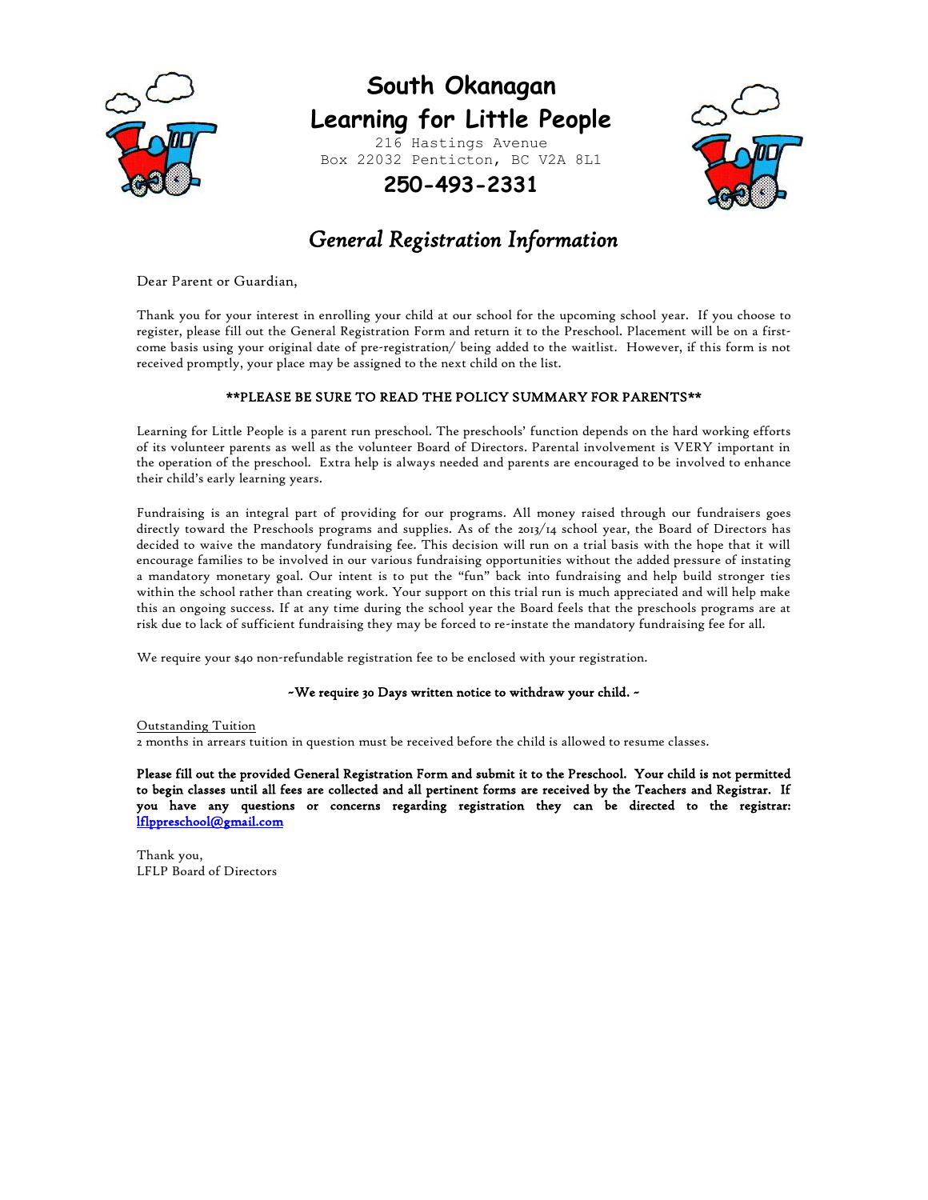# South Okanagan Learning for Little People

216 Hastings Avenue
Box 22032 Penticton, BC V2A 8L1

**250-493-2331**

## *General Registration Information*

Dear Parent or Guardian,

Thank you for your interest in enrolling your child at our school for the upcoming school year. If you choose to register, please fill out the General Registration Form and return it to the Preschool. Placement will be on a first-come basis using your original date of pre-registration/ being added to the waitlist. However, if this form is not received promptly, your place may be assigned to the next child on the list.

**\*\*PLEASE BE SURE TO READ THE POLICY SUMMARY FOR PARENTS\*\***

Learning for Little People is a parent run preschool. The preschools' function depends on the hard working efforts of its volunteer parents as well as the volunteer Board of Directors. Parental involvement is VERY important in the operation of the preschool. Extra help is always needed and parents are encouraged to be involved to enhance their child's early learning years.

Fundraising is an integral part of providing for our programs. All money raised through our fundraisers goes directly toward the Preschools programs and supplies. As of the 2013/14 school year, the Board of Directors has decided to waive the mandatory fundraising fee. This decision will run on a trial basis with the hope that it will encourage families to be involved in our various fundraising opportunities without the added pressure of instating a mandatory monetary goal. Our intent is to put the "fun" back into fundraising and help build stronger ties within the school rather than creating work. Your support on this trial run is much appreciated and will help make this an ongoing success. If at any time during the school year the Board feels that the preschools programs are at risk due to lack of sufficient fundraising they may be forced to re-instate the mandatory fundraising fee for all.

We require your $40 non-refundable registration fee to be enclosed with your registration.

**~We require 30 Days written notice to withdraw your child. ~**

Outstanding Tuition
2 months in arrears tuition in question must be received before the child is allowed to resume classes.

**Please fill out the provided General Registration Form and submit it to the Preschool. Your child is not permitted to begin classes until all fees are collected and all pertinent forms are received by the Teachers and Registrar. If you have any questions or concerns regarding registration they can be directed to the registrar: lflppreschool@gmail.com**

Thank you,
LFLP Board of Directors